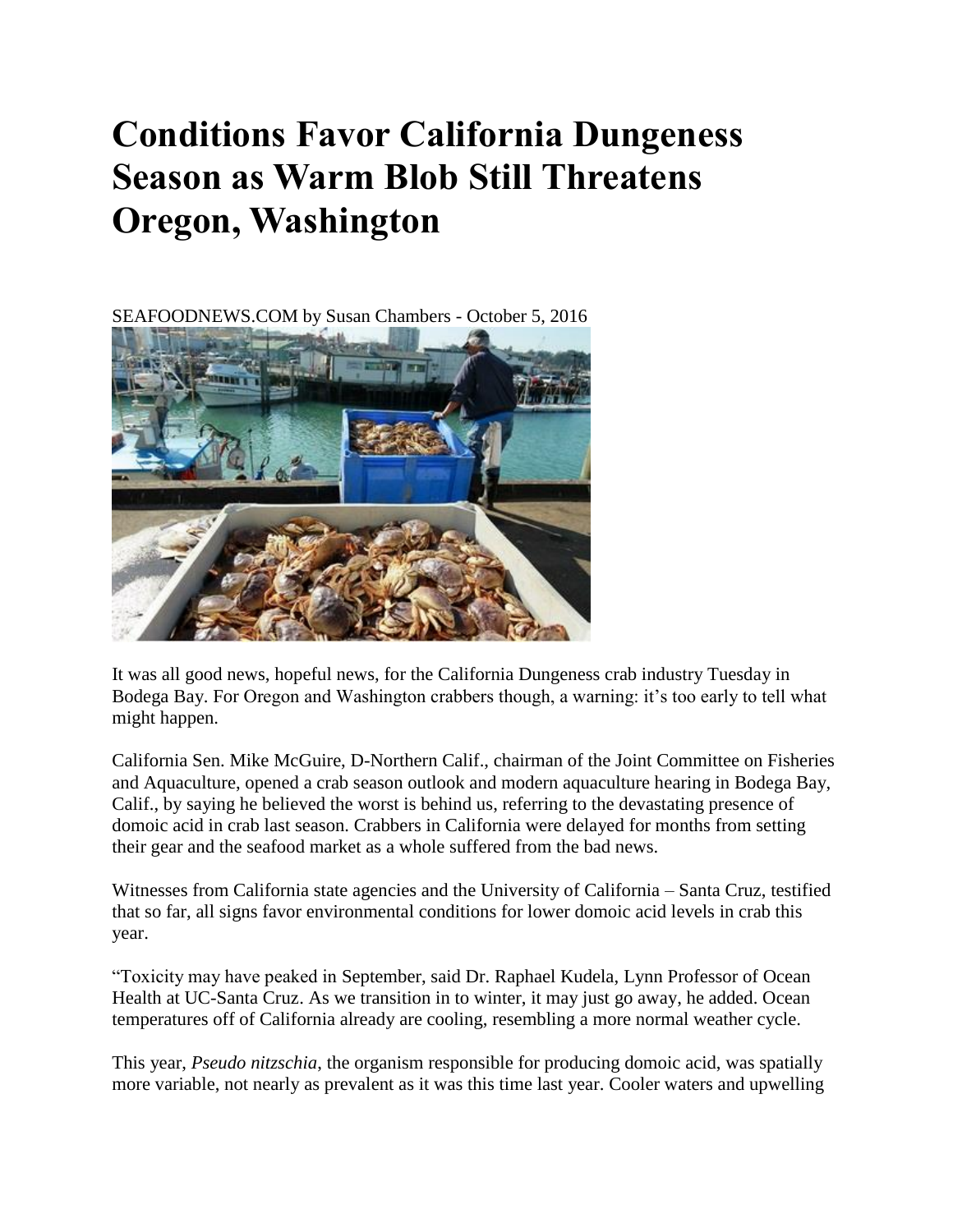# Conditions Favor California Dungeness Season as Warm Blob Still Threatens Oregon, Washington

SEAFOODNEWS.COM by Susan Chambers - October 5, 2016

It was all good news, hopeful news, for the California Dungeness crab industry Tuesday in Bodega Bay. For Oregon and Washington crabbers though, a warning: it's too early to tell what might happen.

California Sen. Mike McGuire, D-Northern Calif., chairman of the Joint Committee on Fisheries and Aquaculture, opened a crab season outlook and modern aquaculture hearing in Bodega Bay, Calif., by saying he believed the worst is behind us, referring to the devastating presence of domoic acid in crab last season. Crabbers in California were delayed for months from setting their gear and the seafood market as a whole suffered from the bad news.

Witnesses from California state agencies and the University of California – Santa Cruz, testified that so far, all signs favor environmental conditions for lower domoic acid levels in crab this year.

"Toxicity may have peaked in September, said Dr. Raphael Kudela, Lynn Professor of Ocean Health at UC-Santa Cruz. As we transition in to winter, it may just go away, he added. Ocean temperatures off of California already are cooling, resembling a more normal weather cycle.

This year, *Pseudo nitzschia*, the organism responsible for producing domoic acid, was spatially more variable, not nearly as prevalent as it was this time last year. Cooler waters and upwelling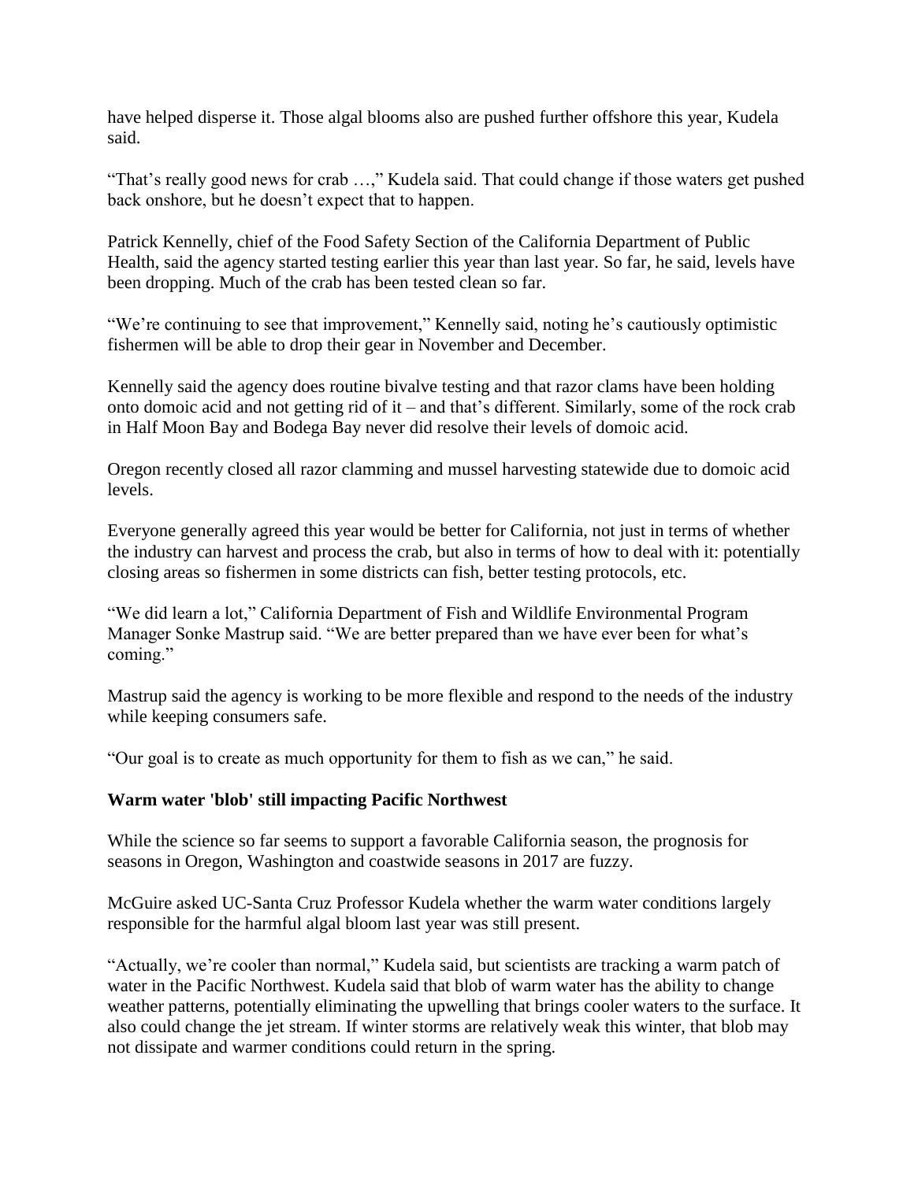have helped disperse it. Those algal blooms also are pushed further offshore this year, Kudela said.

"That's really good news for crab …," Kudela said. That could change if those waters get pushed back onshore, but he doesn't expect that to happen.

Patrick Kennelly, chief of the Food Safety Section of the California Department of Public Health, said the agency started testing earlier this year than last year. So far, he said, levels have been dropping. Much of the crab has been tested clean so far.

"We're continuing to see that improvement," Kennelly said, noting he's cautiously optimistic fishermen will be able to drop their gear in November and December.

Kennelly said the agency does routine bivalve testing and that razor clams have been holding onto domoic acid and not getting rid of it – and that's different. Similarly, some of the rock crab in Half Moon Bay and Bodega Bay never did resolve their levels of domoic acid.

Oregon recently closed all razor clamming and mussel harvesting statewide due to domoic acid levels.

Everyone generally agreed this year would be better for California, not just in terms of whether the industry can harvest and process the crab, but also in terms of how to deal with it: potentially closing areas so fishermen in some districts can fish, better testing protocols, etc.

"We did learn a lot," California Department of Fish and Wildlife Environmental Program Manager Sonke Mastrup said. "We are better prepared than we have ever been for what's coming."

Mastrup said the agency is working to be more flexible and respond to the needs of the industry while keeping consumers safe.

"Our goal is to create as much opportunity for them to fish as we can," he said.

**Warm water 'blob' still impacting Pacific Northwest**

While the science so far seems to support a favorable California season, the prognosis for seasons in Oregon, Washington and coastwide seasons in 2017 are fuzzy.

McGuire asked UC-Santa Cruz Professor Kudela whether the warm water conditions largely responsible for the harmful algal bloom last year was still present.

"Actually, we're cooler than normal," Kudela said, but scientists are tracking a warm patch of water in the Pacific Northwest. Kudela said that blob of warm water has the ability to change weather patterns, potentially eliminating the upwelling that brings cooler waters to the surface. It also could change the jet stream. If winter storms are relatively weak this winter, that blob may not dissipate and warmer conditions could return in the spring.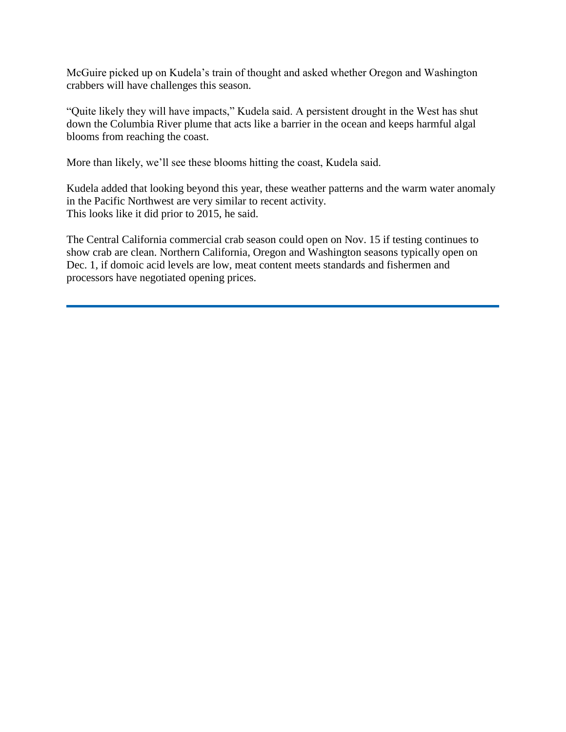McGuire picked up on Kudela's train of thought and asked whether Oregon and Washington crabbers will have challenges this season.

"Quite likely they will have impacts," Kudela said. A persistent drought in the West has shut down the Columbia River plume that acts like a barrier in the ocean and keeps harmful algal blooms from reaching the coast.

More than likely, we'll see these blooms hitting the coast, Kudela said.

Kudela added that looking beyond this year, these weather patterns and the warm water anomaly in the Pacific Northwest are very similar to recent activity.
This looks like it did prior to 2015, he said.

The Central California commercial crab season could open on Nov. 15 if testing continues to show crab are clean. Northern California, Oregon and Washington seasons typically open on Dec. 1, if domoic acid levels are low, meat content meets standards and fishermen and processors have negotiated opening prices.